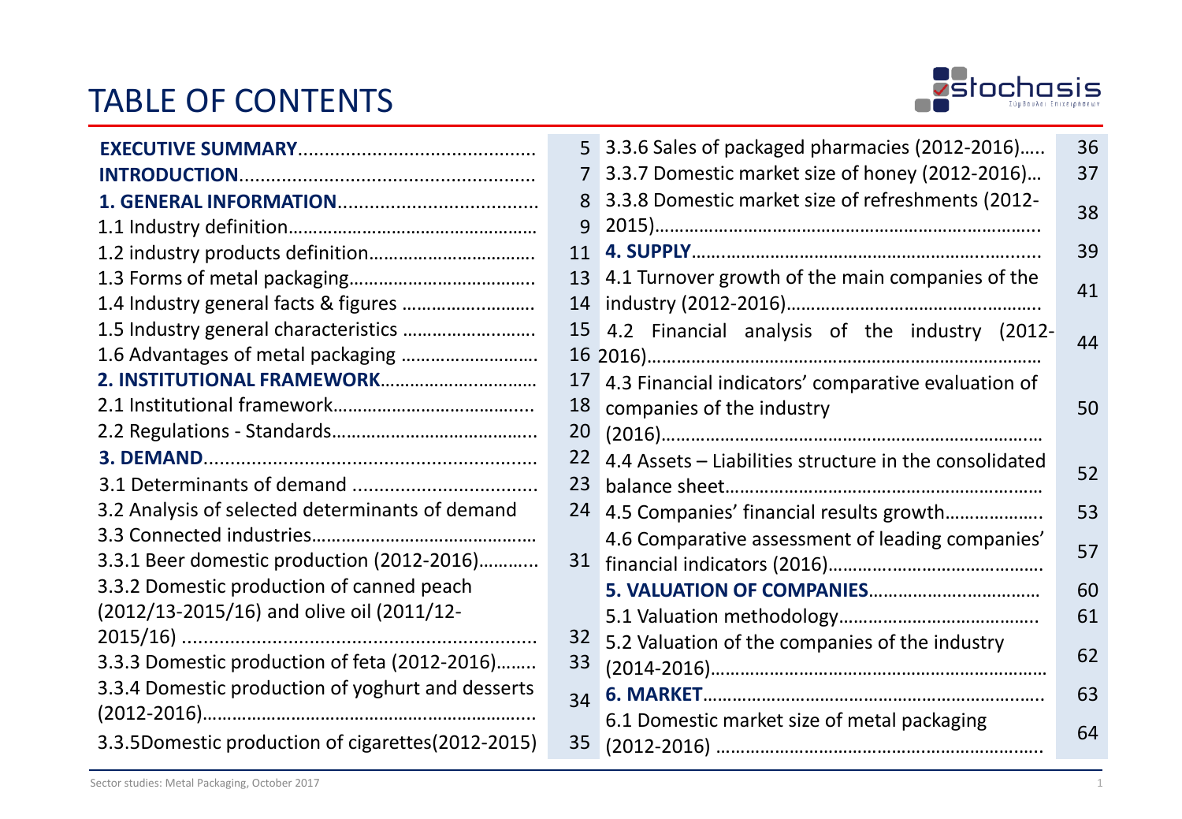# TABLE OF CONTENTS

| Section | Page |
|---|---|
| **EXECUTIVE SUMMARY** | 5 |
| **INTRODUCTION** | 7 |
| **1. GENERAL INFORMATION** | 8 |
| 1.1 Industry definition | 9 |
| 1.2 industry products definition | 11 |
| 1.3 Forms of metal packaging | 13 |
| 1.4 Industry general facts & figures | 14 |
| 1.5 Industry general characteristics | 15 |
| 1.6 Advantages of metal packaging | 16 |
| **2. INSTITUTIONAL FRAMEWORK** | 17 |
| 2.1 Institutional framework | 18 |
| 2.2 Regulations - Standards | 20 |
| **3. DEMAND** | 22 |
| 3.1 Determinants of demand | 23 |
| 3.2 Analysis of selected determinants of demand | 24 |
| 3.3 Connected industries | |
| 3.3.1 Beer domestic production (2012-2016) | 31 |
| 3.3.2 Domestic production of canned peach (2012/13-2015/16) and olive oil (2011/12-2015/16) | 32 |
| 3.3.3 Domestic production of feta (2012-2016) | 33 |
| 3.3.4 Domestic production of yoghurt and desserts (2012-2016) | 34 |
| 3.3.5Domestic production of cigarettes(2012-2015) | 35 |
| 3.3.6 Sales of packaged pharmacies (2012-2016) | 36 |
| 3.3.7 Domestic market size of honey (2012-2016) | 37 |
| 3.3.8 Domestic market size of refreshments (2012-2015) | 38 |
| **4. SUPPLY** | 39 |
| 4.1 Turnover growth of the main companies of the industry (2012-2016) | 41 |
| 4.2 Financial analysis of the industry (2012-2016) | 44 |
| 4.3 Financial indicators' comparative evaluation of companies of the industry (2016) | 50 |
| 4.4 Assets – Liabilities structure in the consolidated balance sheet | 52 |
| 4.5 Companies' financial results growth | 53 |
| 4.6 Comparative assessment of leading companies' financial indicators (2016) | 57 |
| **5. VALUATION OF COMPANIES** | 60 |
| 5.1 Valuation methodology | 61 |
| 5.2 Valuation of the companies of the industry (2014-2016) | 62 |
| **6. MARKET** | 63 |
| 6.1 Domestic market size of metal packaging (2012-2016) | 64 |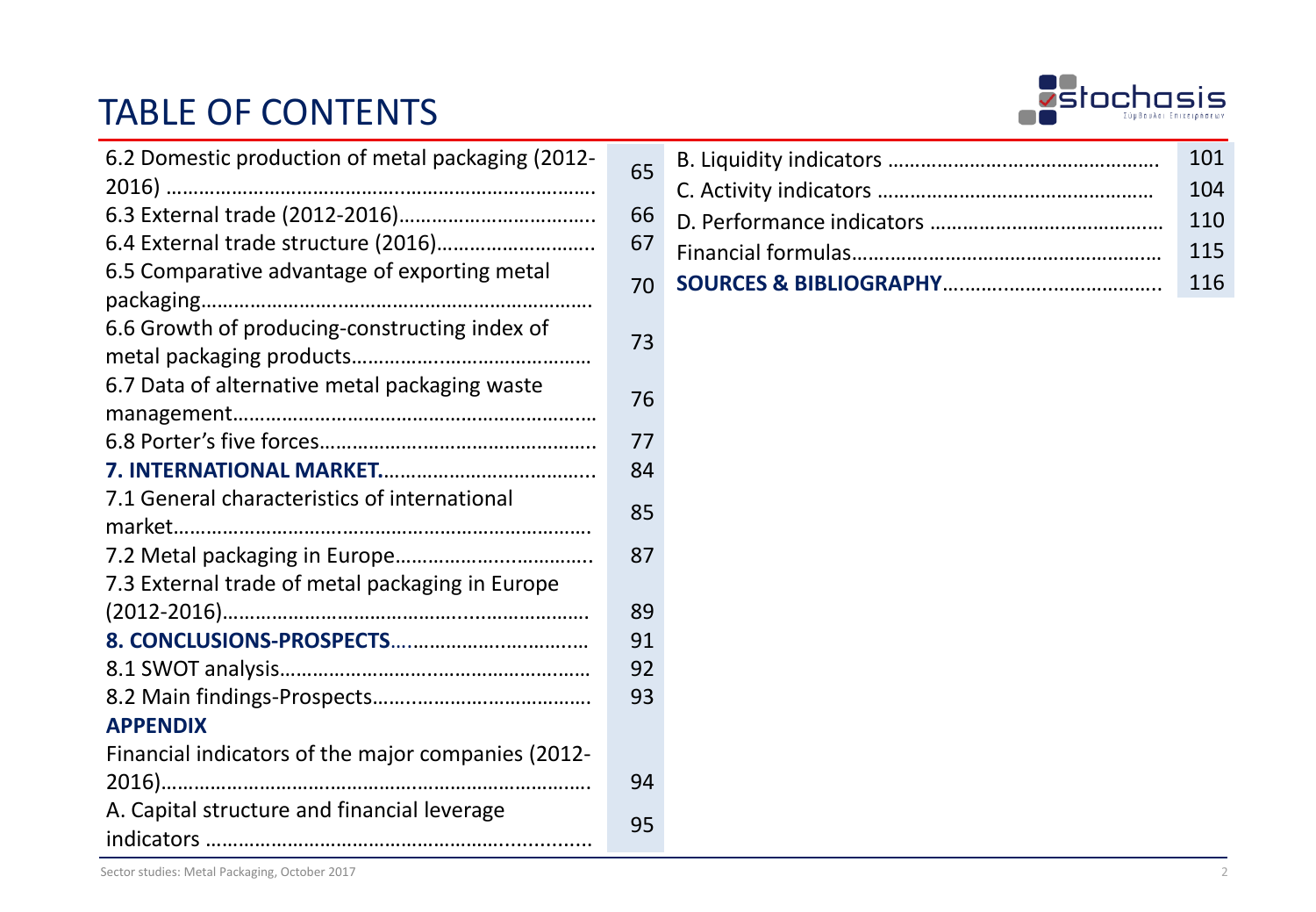# TABLE OF CONTENTS

| | |
|---|---|
| 6.2 Domestic production of metal packaging (2012-2016) | 65 |
| 6.3 External trade (2012-2016) | 66 |
| 6.4 External trade structure (2016) | 67 |
| 6.5 Comparative advantage of exporting metal packaging | 70 |
| 6.6 Growth of producing-constructing index of metal packaging products | 73 |
| 6.7 Data of alternative metal packaging waste management | 76 |
| 6.8 Porter's five forces | 77 |
| **7. INTERNATIONAL MARKET** | 84 |
| 7.1 General characteristics of international market | 85 |
| 7.2 Metal packaging in Europe | 87 |
| 7.3 External trade of metal packaging in Europe (2012-2016) | 89 |
| **8. CONCLUSIONS-PROSPECTS** | 91 |
| 8.1 SWOT analysis | 92 |
| 8.2 Main findings-Prospects | 93 |
| **APPENDIX** | |
| Financial indicators of the major companies (2012-2016) | 94 |
| A. Capital structure and financial leverage indicators | 95 |
| B. Liquidity indicators | 101 |
| C. Activity indicators | 104 |
| D. Performance indicators | 110 |
| Financial formulas | 115 |
| **SOURCES & BIBLIOGRAPHY** | 116 |

Sector studies: Metal Packaging, October 2017